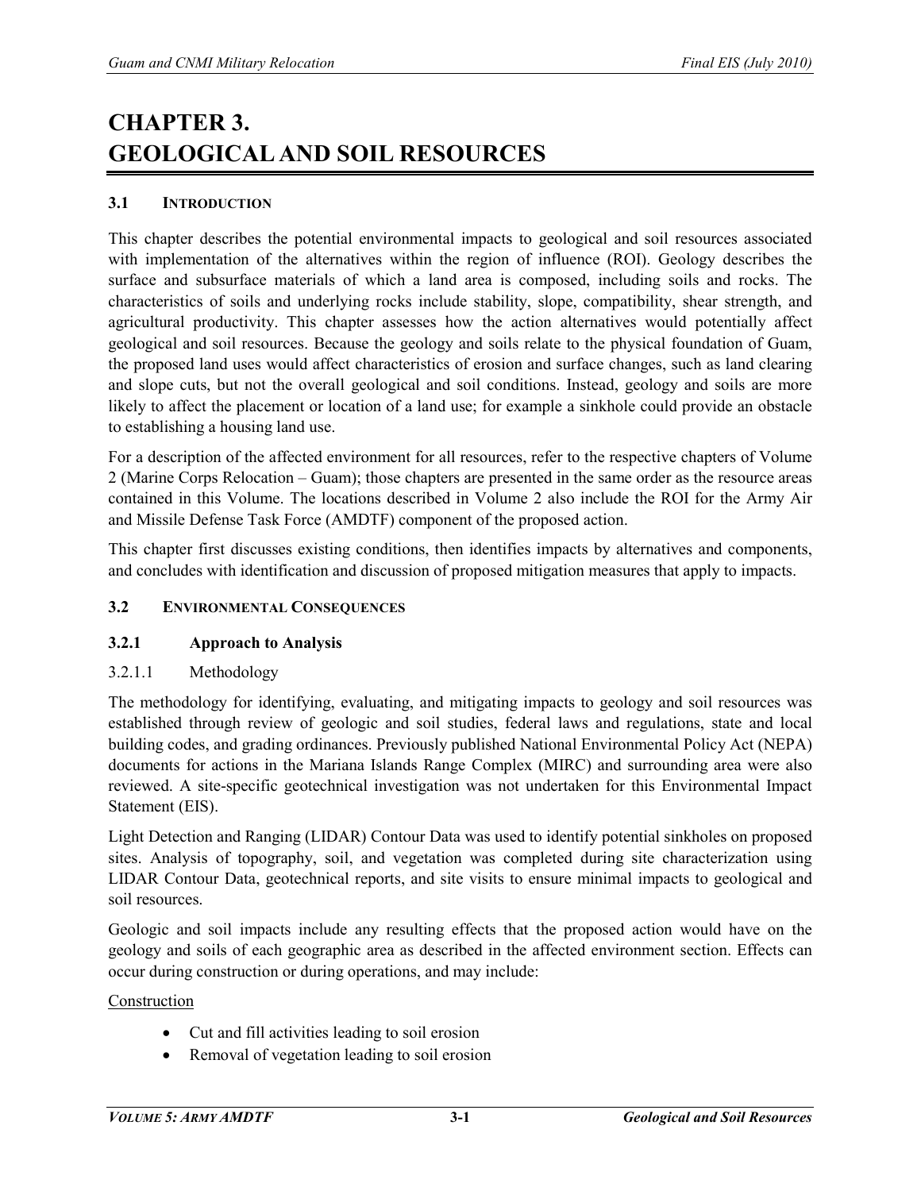# CHAPTER 3.
# GEOLOGICAL AND SOIL RESOURCES

## 3.1 INTRODUCTION

This chapter describes the potential environmental impacts to geological and soil resources associated with implementation of the alternatives within the region of influence (ROI). Geology describes the surface and subsurface materials of which a land area is composed, including soils and rocks. The characteristics of soils and underlying rocks include stability, slope, compatibility, shear strength, and agricultural productivity. This chapter assesses how the action alternatives would potentially affect geological and soil resources. Because the geology and soils relate to the physical foundation of Guam, the proposed land uses would affect characteristics of erosion and surface changes, such as land clearing and slope cuts, but not the overall geological and soil conditions. Instead, geology and soils are more likely to affect the placement or location of a land use; for example a sinkhole could provide an obstacle to establishing a housing land use.

For a description of the affected environment for all resources, refer to the respective chapters of Volume 2 (Marine Corps Relocation – Guam); those chapters are presented in the same order as the resource areas contained in this Volume. The locations described in Volume 2 also include the ROI for the Army Air and Missile Defense Task Force (AMDTF) component of the proposed action.

This chapter first discusses existing conditions, then identifies impacts by alternatives and components, and concludes with identification and discussion of proposed mitigation measures that apply to impacts.

## 3.2 ENVIRONMENTAL CONSEQUENCES

### 3.2.1 Approach to Analysis

#### 3.2.1.1 Methodology

The methodology for identifying, evaluating, and mitigating impacts to geology and soil resources was established through review of geologic and soil studies, federal laws and regulations, state and local building codes, and grading ordinances. Previously published National Environmental Policy Act (NEPA) documents for actions in the Mariana Islands Range Complex (MIRC) and surrounding area were also reviewed. A site-specific geotechnical investigation was not undertaken for this Environmental Impact Statement (EIS).

Light Detection and Ranging (LIDAR) Contour Data was used to identify potential sinkholes on proposed sites. Analysis of topography, soil, and vegetation was completed during site characterization using LIDAR Contour Data, geotechnical reports, and site visits to ensure minimal impacts to geological and soil resources.

Geologic and soil impacts include any resulting effects that the proposed action would have on the geology and soils of each geographic area as described in the affected environment section. Effects can occur during construction or during operations, and may include:

Construction

- Cut and fill activities leading to soil erosion
- Removal of vegetation leading to soil erosion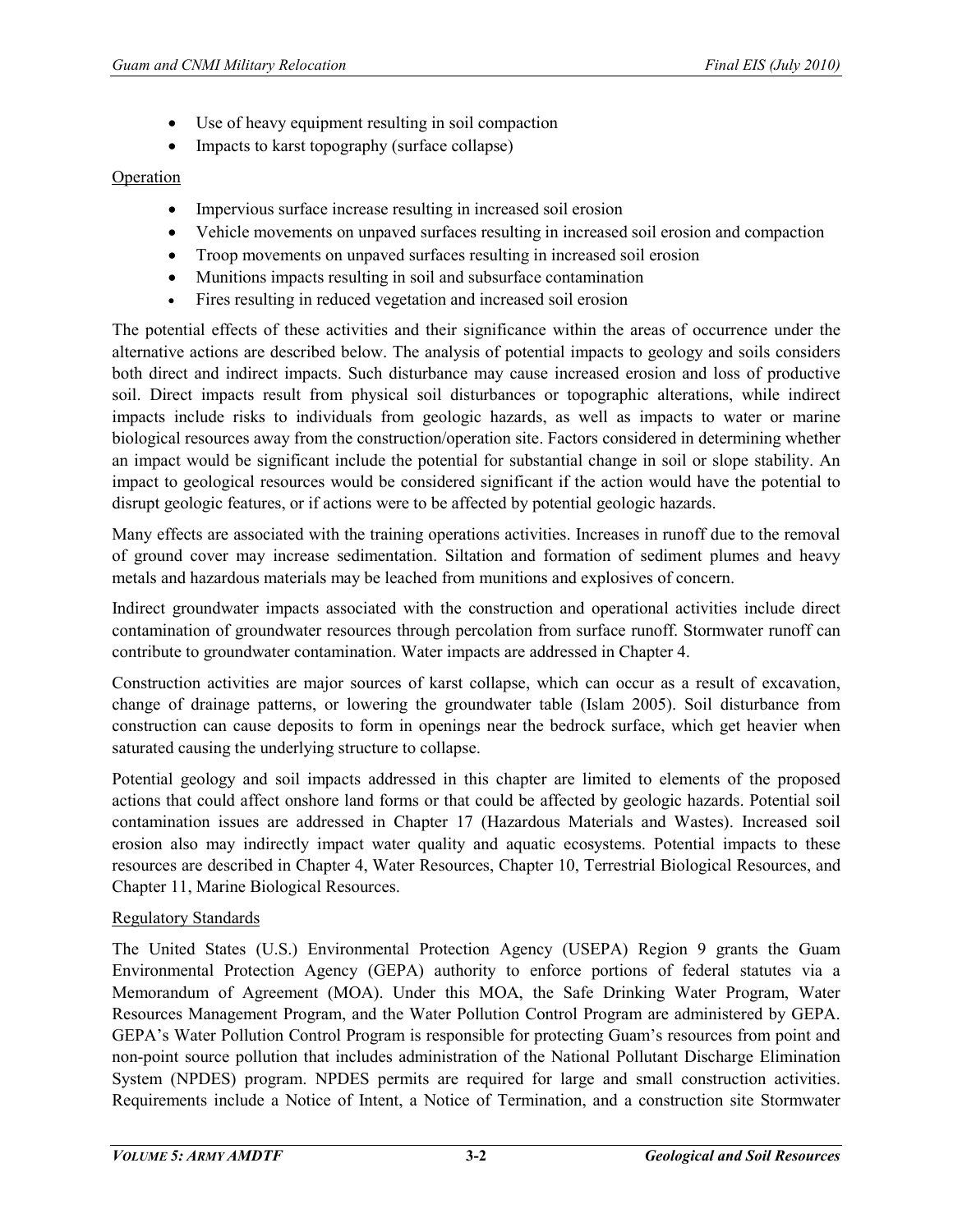- Use of heavy equipment resulting in soil compaction
- Impacts to karst topography (surface collapse)

Operation

- Impervious surface increase resulting in increased soil erosion
- Vehicle movements on unpaved surfaces resulting in increased soil erosion and compaction
- Troop movements on unpaved surfaces resulting in increased soil erosion
- Munitions impacts resulting in soil and subsurface contamination
- Fires resulting in reduced vegetation and increased soil erosion

The potential effects of these activities and their significance within the areas of occurrence under the alternative actions are described below. The analysis of potential impacts to geology and soils considers both direct and indirect impacts. Such disturbance may cause increased erosion and loss of productive soil. Direct impacts result from physical soil disturbances or topographic alterations, while indirect impacts include risks to individuals from geologic hazards, as well as impacts to water or marine biological resources away from the construction/operation site. Factors considered in determining whether an impact would be significant include the potential for substantial change in soil or slope stability. An impact to geological resources would be considered significant if the action would have the potential to disrupt geologic features, or if actions were to be affected by potential geologic hazards.

Many effects are associated with the training operations activities. Increases in runoff due to the removal of ground cover may increase sedimentation. Siltation and formation of sediment plumes and heavy metals and hazardous materials may be leached from munitions and explosives of concern.

Indirect groundwater impacts associated with the construction and operational activities include direct contamination of groundwater resources through percolation from surface runoff. Stormwater runoff can contribute to groundwater contamination. Water impacts are addressed in Chapter 4.

Construction activities are major sources of karst collapse, which can occur as a result of excavation, change of drainage patterns, or lowering the groundwater table (Islam 2005). Soil disturbance from construction can cause deposits to form in openings near the bedrock surface, which get heavier when saturated causing the underlying structure to collapse.

Potential geology and soil impacts addressed in this chapter are limited to elements of the proposed actions that could affect onshore land forms or that could be affected by geologic hazards. Potential soil contamination issues are addressed in Chapter 17 (Hazardous Materials and Wastes). Increased soil erosion also may indirectly impact water quality and aquatic ecosystems. Potential impacts to these resources are described in Chapter 4, Water Resources, Chapter 10, Terrestrial Biological Resources, and Chapter 11, Marine Biological Resources.

Regulatory Standards

The United States (U.S.) Environmental Protection Agency (USEPA) Region 9 grants the Guam Environmental Protection Agency (GEPA) authority to enforce portions of federal statutes via a Memorandum of Agreement (MOA). Under this MOA, the Safe Drinking Water Program, Water Resources Management Program, and the Water Pollution Control Program are administered by GEPA. GEPA's Water Pollution Control Program is responsible for protecting Guam's resources from point and non-point source pollution that includes administration of the National Pollutant Discharge Elimination System (NPDES) program. NPDES permits are required for large and small construction activities. Requirements include a Notice of Intent, a Notice of Termination, and a construction site Stormwater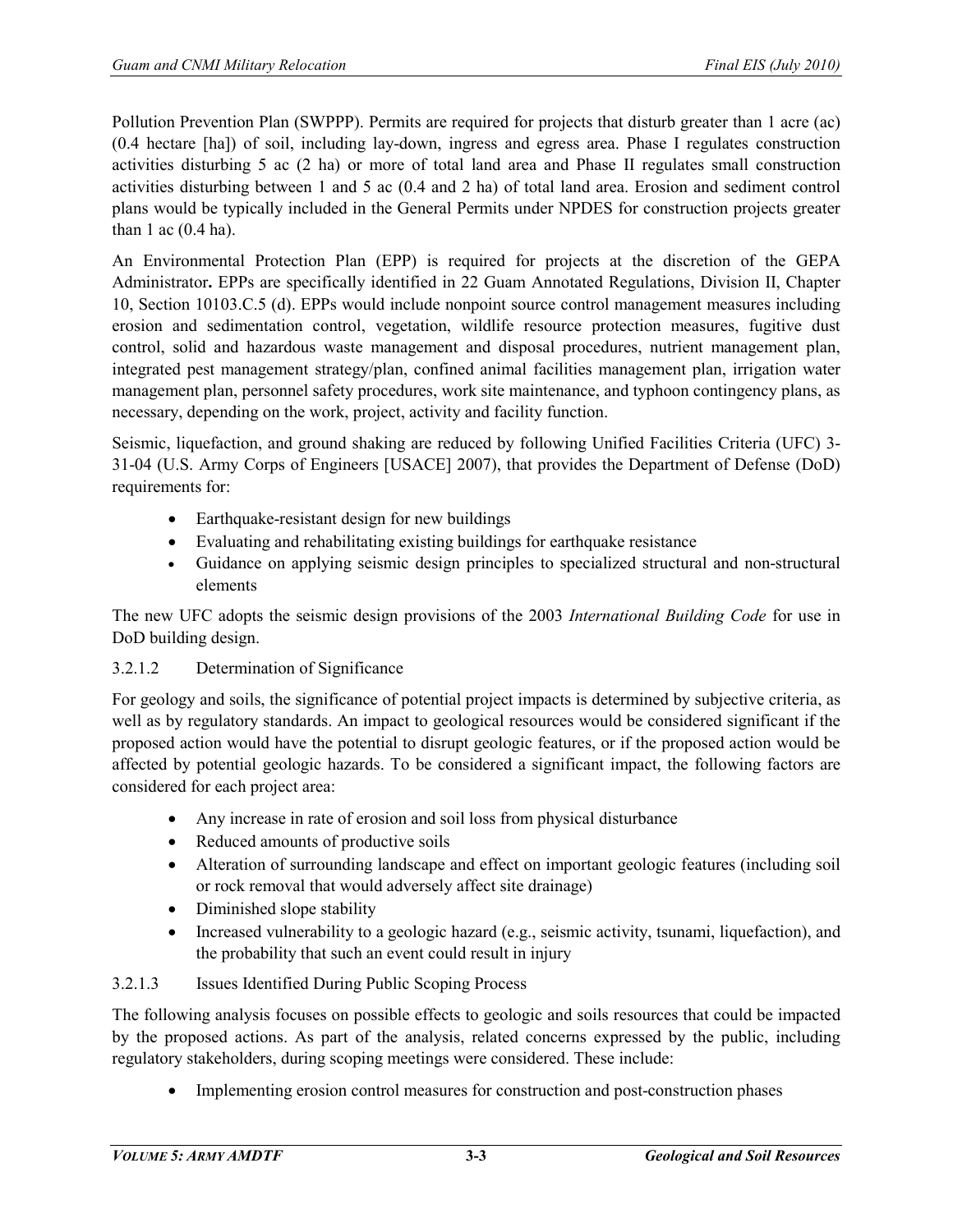Pollution Prevention Plan (SWPPP). Permits are required for projects that disturb greater than 1 acre (ac) (0.4 hectare [ha]) of soil, including lay-down, ingress and egress area. Phase I regulates construction activities disturbing 5 ac (2 ha) or more of total land area and Phase II regulates small construction activities disturbing between 1 and 5 ac (0.4 and 2 ha) of total land area. Erosion and sediment control plans would be typically included in the General Permits under NPDES for construction projects greater than 1 ac (0.4 ha).

An Environmental Protection Plan (EPP) is required for projects at the discretion of the GEPA Administrator**.** EPPs are specifically identified in 22 Guam Annotated Regulations, Division II, Chapter 10, Section 10103.C.5 (d). EPPs would include nonpoint source control management measures including erosion and sedimentation control, vegetation, wildlife resource protection measures, fugitive dust control, solid and hazardous waste management and disposal procedures, nutrient management plan, integrated pest management strategy/plan, confined animal facilities management plan, irrigation water management plan, personnel safety procedures, work site maintenance, and typhoon contingency plans, as necessary, depending on the work, project, activity and facility function.

Seismic, liquefaction, and ground shaking are reduced by following Unified Facilities Criteria (UFC) 3-31-04 (U.S. Army Corps of Engineers [USACE] 2007), that provides the Department of Defense (DoD) requirements for:

- Earthquake-resistant design for new buildings
- Evaluating and rehabilitating existing buildings for earthquake resistance
- Guidance on applying seismic design principles to specialized structural and non-structural elements

The new UFC adopts the seismic design provisions of the 2003 *International Building Code* for use in DoD building design.

#### 3.2.1.2 Determination of Significance

For geology and soils, the significance of potential project impacts is determined by subjective criteria, as well as by regulatory standards. An impact to geological resources would be considered significant if the proposed action would have the potential to disrupt geologic features, or if the proposed action would be affected by potential geologic hazards. To be considered a significant impact, the following factors are considered for each project area:

- Any increase in rate of erosion and soil loss from physical disturbance
- Reduced amounts of productive soils
- Alteration of surrounding landscape and effect on important geologic features (including soil or rock removal that would adversely affect site drainage)
- Diminished slope stability
- Increased vulnerability to a geologic hazard (e.g., seismic activity, tsunami, liquefaction), and the probability that such an event could result in injury

#### 3.2.1.3 Issues Identified During Public Scoping Process

The following analysis focuses on possible effects to geologic and soils resources that could be impacted by the proposed actions. As part of the analysis, related concerns expressed by the public, including regulatory stakeholders, during scoping meetings were considered. These include:

- Implementing erosion control measures for construction and post-construction phases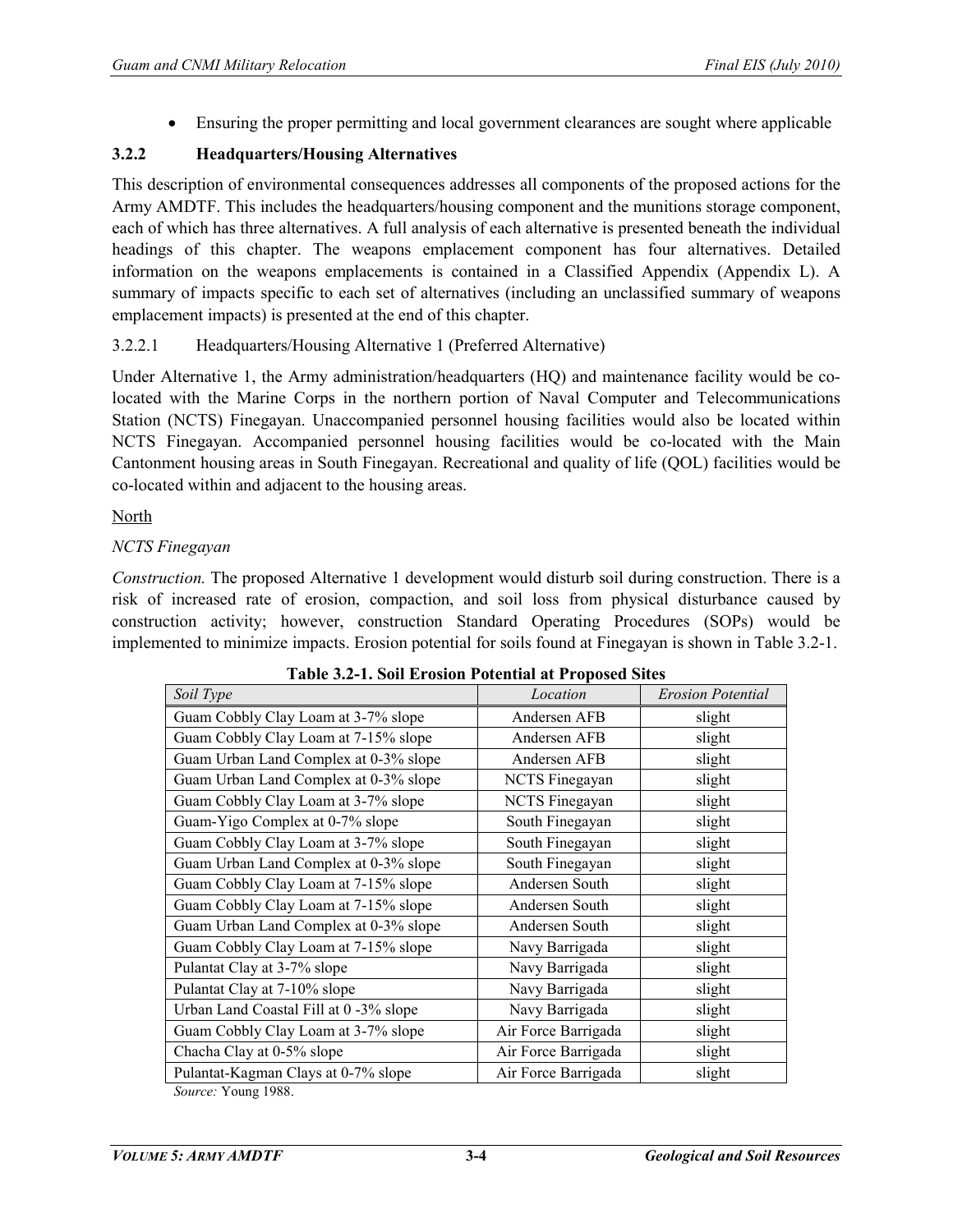- Ensuring the proper permitting and local government clearances are sought where applicable

### 3.2.2 Headquarters/Housing Alternatives

This description of environmental consequences addresses all components of the proposed actions for the Army AMDTF. This includes the headquarters/housing component and the munitions storage component, each of which has three alternatives. A full analysis of each alternative is presented beneath the individual headings of this chapter. The weapons emplacement component has four alternatives. Detailed information on the weapons emplacements is contained in a Classified Appendix (Appendix L). A summary of impacts specific to each set of alternatives (including an unclassified summary of weapons emplacement impacts) is presented at the end of this chapter.

#### 3.2.2.1 Headquarters/Housing Alternative 1 (Preferred Alternative)

Under Alternative 1, the Army administration/headquarters (HQ) and maintenance facility would be co-located with the Marine Corps in the northern portion of Naval Computer and Telecommunications Station (NCTS) Finegayan. Unaccompanied personnel housing facilities would also be located within NCTS Finegayan. Accompanied personnel housing facilities would be co-located with the Main Cantonment housing areas in South Finegayan. Recreational and quality of life (QOL) facilities would be co-located within and adjacent to the housing areas.

<u>North</u>

*NCTS Finegayan*

*Construction.* The proposed Alternative 1 development would disturb soil during construction. There is a risk of increased rate of erosion, compaction, and soil loss from physical disturbance caused by construction activity; however, construction Standard Operating Procedures (SOPs) would be implemented to minimize impacts. Erosion potential for soils found at Finegayan is shown in Table 3.2-1.

**Table 3.2-1. Soil Erosion Potential at Proposed Sites**

| *Soil Type* | *Location* | *Erosion Potential* |
|---|---|---|
| Guam Cobbly Clay Loam at 3-7% slope | Andersen AFB | slight |
| Guam Cobbly Clay Loam at 7-15% slope | Andersen AFB | slight |
| Guam Urban Land Complex at 0-3% slope | Andersen AFB | slight |
| Guam Urban Land Complex at 0-3% slope | NCTS Finegayan | slight |
| Guam Cobbly Clay Loam at 3-7% slope | NCTS Finegayan | slight |
| Guam-Yigo Complex at 0-7% slope | South Finegayan | slight |
| Guam Cobbly Clay Loam at 3-7% slope | South Finegayan | slight |
| Guam Urban Land Complex at 0-3% slope | South Finegayan | slight |
| Guam Cobbly Clay Loam at 7-15% slope | Andersen South | slight |
| Guam Cobbly Clay Loam at 7-15% slope | Andersen South | slight |
| Guam Urban Land Complex at 0-3% slope | Andersen South | slight |
| Guam Cobbly Clay Loam at 7-15% slope | Navy Barrigada | slight |
| Pulantat Clay at 3-7% slope | Navy Barrigada | slight |
| Pulantat Clay at 7-10% slope | Navy Barrigada | slight |
| Urban Land Coastal Fill at 0 -3% slope | Navy Barrigada | slight |
| Guam Cobbly Clay Loam at 3-7% slope | Air Force Barrigada | slight |
| Chacha Clay at 0-5% slope | Air Force Barrigada | slight |
| Pulantat-Kagman Clays at 0-7% slope | Air Force Barrigada | slight |

*Source:* Young 1988.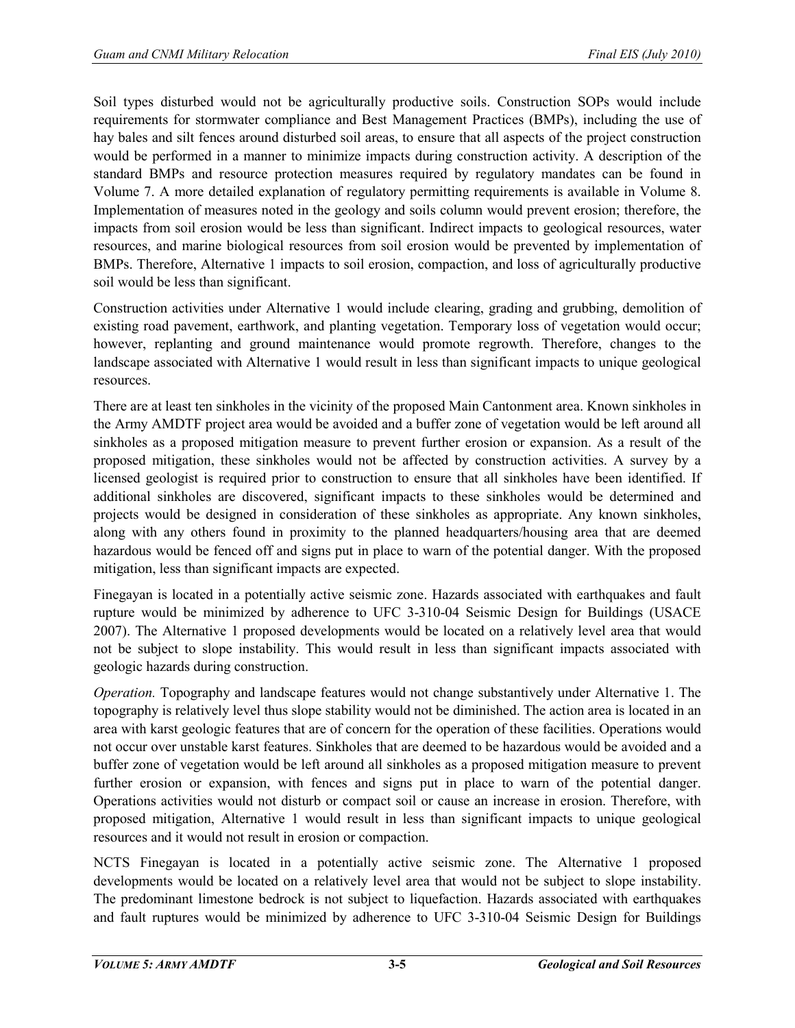Soil types disturbed would not be agriculturally productive soils. Construction SOPs would include requirements for stormwater compliance and Best Management Practices (BMPs), including the use of hay bales and silt fences around disturbed soil areas, to ensure that all aspects of the project construction would be performed in a manner to minimize impacts during construction activity. A description of the standard BMPs and resource protection measures required by regulatory mandates can be found in Volume 7. A more detailed explanation of regulatory permitting requirements is available in Volume 8. Implementation of measures noted in the geology and soils column would prevent erosion; therefore, the impacts from soil erosion would be less than significant. Indirect impacts to geological resources, water resources, and marine biological resources from soil erosion would be prevented by implementation of BMPs. Therefore, Alternative 1 impacts to soil erosion, compaction, and loss of agriculturally productive soil would be less than significant.

Construction activities under Alternative 1 would include clearing, grading and grubbing, demolition of existing road pavement, earthwork, and planting vegetation. Temporary loss of vegetation would occur; however, replanting and ground maintenance would promote regrowth. Therefore, changes to the landscape associated with Alternative 1 would result in less than significant impacts to unique geological resources.

There are at least ten sinkholes in the vicinity of the proposed Main Cantonment area. Known sinkholes in the Army AMDTF project area would be avoided and a buffer zone of vegetation would be left around all sinkholes as a proposed mitigation measure to prevent further erosion or expansion. As a result of the proposed mitigation, these sinkholes would not be affected by construction activities. A survey by a licensed geologist is required prior to construction to ensure that all sinkholes have been identified. If additional sinkholes are discovered, significant impacts to these sinkholes would be determined and projects would be designed in consideration of these sinkholes as appropriate. Any known sinkholes, along with any others found in proximity to the planned headquarters/housing area that are deemed hazardous would be fenced off and signs put in place to warn of the potential danger. With the proposed mitigation, less than significant impacts are expected.

Finegayan is located in a potentially active seismic zone. Hazards associated with earthquakes and fault rupture would be minimized by adherence to UFC 3-310-04 Seismic Design for Buildings (USACE 2007). The Alternative 1 proposed developments would be located on a relatively level area that would not be subject to slope instability. This would result in less than significant impacts associated with geologic hazards during construction.

*Operation.* Topography and landscape features would not change substantively under Alternative 1. The topography is relatively level thus slope stability would not be diminished. The action area is located in an area with karst geologic features that are of concern for the operation of these facilities. Operations would not occur over unstable karst features. Sinkholes that are deemed to be hazardous would be avoided and a buffer zone of vegetation would be left around all sinkholes as a proposed mitigation measure to prevent further erosion or expansion, with fences and signs put in place to warn of the potential danger. Operations activities would not disturb or compact soil or cause an increase in erosion. Therefore, with proposed mitigation, Alternative 1 would result in less than significant impacts to unique geological resources and it would not result in erosion or compaction.

NCTS Finegayan is located in a potentially active seismic zone. The Alternative 1 proposed developments would be located on a relatively level area that would not be subject to slope instability. The predominant limestone bedrock is not subject to liquefaction. Hazards associated with earthquakes and fault ruptures would be minimized by adherence to UFC 3-310-04 Seismic Design for Buildings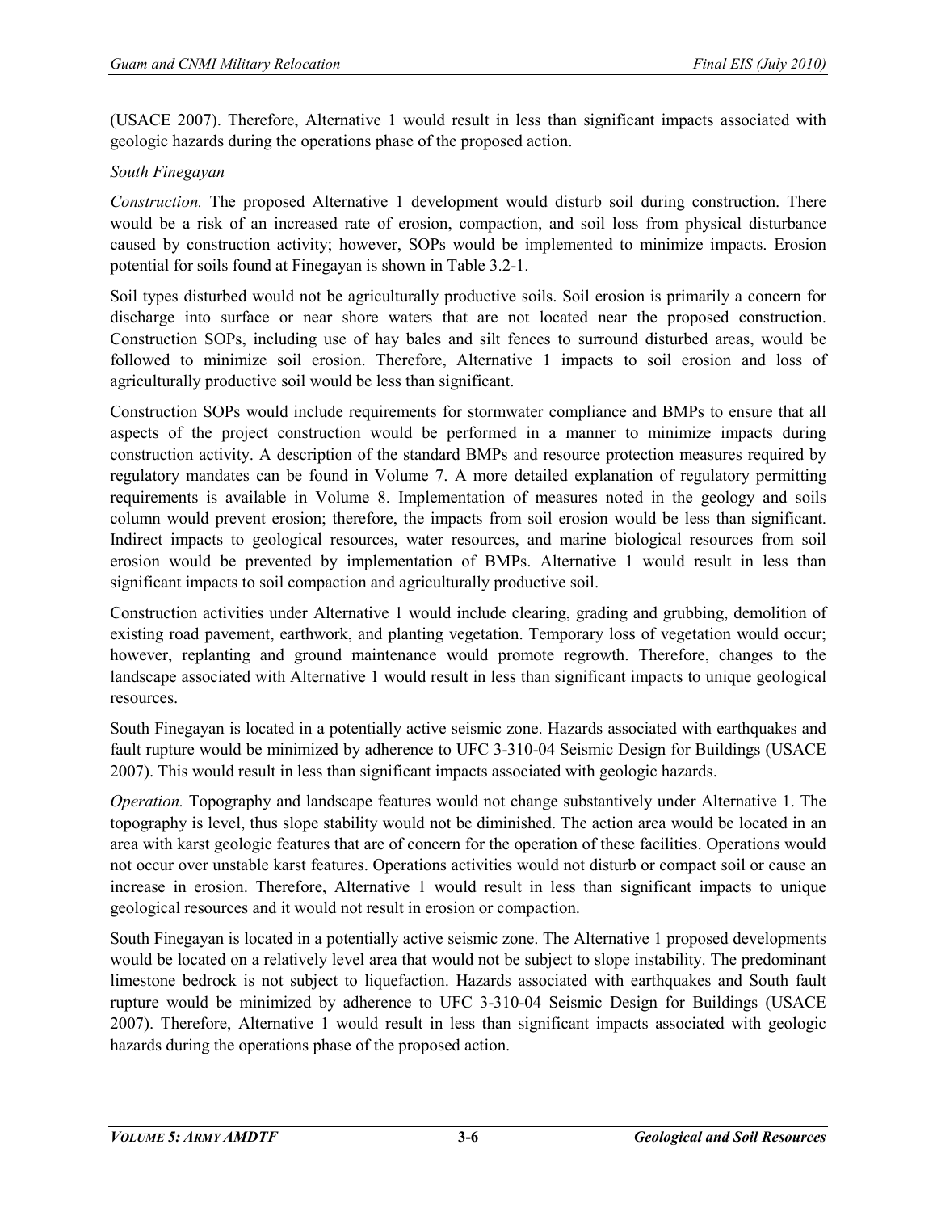(USACE 2007). Therefore, Alternative 1 would result in less than significant impacts associated with geologic hazards during the operations phase of the proposed action.

*South Finegayan*

*Construction.* The proposed Alternative 1 development would disturb soil during construction. There would be a risk of an increased rate of erosion, compaction, and soil loss from physical disturbance caused by construction activity; however, SOPs would be implemented to minimize impacts. Erosion potential for soils found at Finegayan is shown in Table 3.2-1.

Soil types disturbed would not be agriculturally productive soils. Soil erosion is primarily a concern for discharge into surface or near shore waters that are not located near the proposed construction. Construction SOPs, including use of hay bales and silt fences to surround disturbed areas, would be followed to minimize soil erosion. Therefore, Alternative 1 impacts to soil erosion and loss of agriculturally productive soil would be less than significant.

Construction SOPs would include requirements for stormwater compliance and BMPs to ensure that all aspects of the project construction would be performed in a manner to minimize impacts during construction activity. A description of the standard BMPs and resource protection measures required by regulatory mandates can be found in Volume 7. A more detailed explanation of regulatory permitting requirements is available in Volume 8. Implementation of measures noted in the geology and soils column would prevent erosion; therefore, the impacts from soil erosion would be less than significant. Indirect impacts to geological resources, water resources, and marine biological resources from soil erosion would be prevented by implementation of BMPs. Alternative 1 would result in less than significant impacts to soil compaction and agriculturally productive soil.

Construction activities under Alternative 1 would include clearing, grading and grubbing, demolition of existing road pavement, earthwork, and planting vegetation. Temporary loss of vegetation would occur; however, replanting and ground maintenance would promote regrowth. Therefore, changes to the landscape associated with Alternative 1 would result in less than significant impacts to unique geological resources.

South Finegayan is located in a potentially active seismic zone. Hazards associated with earthquakes and fault rupture would be minimized by adherence to UFC 3-310-04 Seismic Design for Buildings (USACE 2007). This would result in less than significant impacts associated with geologic hazards.

*Operation.* Topography and landscape features would not change substantively under Alternative 1. The topography is level, thus slope stability would not be diminished. The action area would be located in an area with karst geologic features that are of concern for the operation of these facilities. Operations would not occur over unstable karst features. Operations activities would not disturb or compact soil or cause an increase in erosion. Therefore, Alternative 1 would result in less than significant impacts to unique geological resources and it would not result in erosion or compaction.

South Finegayan is located in a potentially active seismic zone. The Alternative 1 proposed developments would be located on a relatively level area that would not be subject to slope instability. The predominant limestone bedrock is not subject to liquefaction. Hazards associated with earthquakes and South fault rupture would be minimized by adherence to UFC 3-310-04 Seismic Design for Buildings (USACE 2007). Therefore, Alternative 1 would result in less than significant impacts associated with geologic hazards during the operations phase of the proposed action.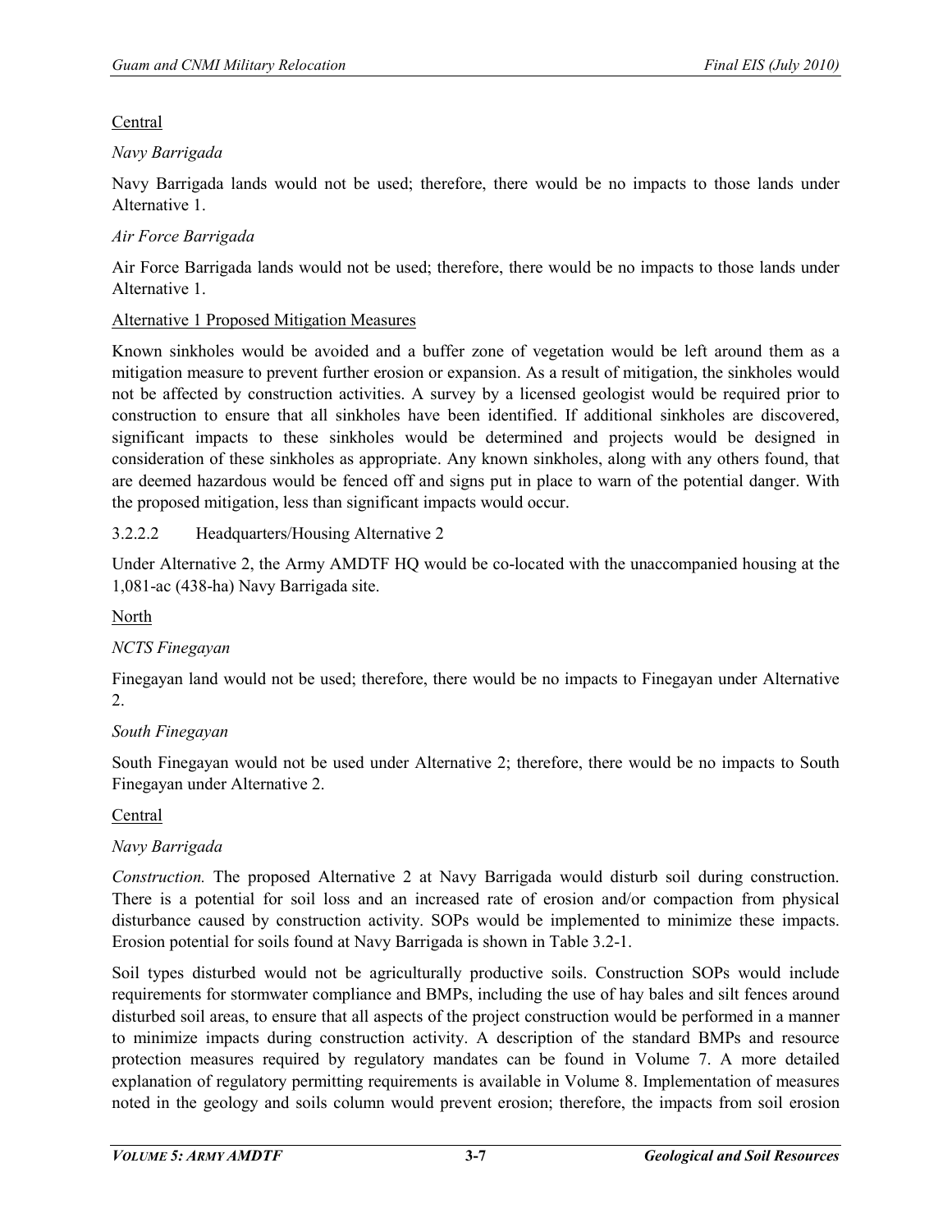Central

*Navy Barrigada*

Navy Barrigada lands would not be used; therefore, there would be no impacts to those lands under Alternative 1.

*Air Force Barrigada*

Air Force Barrigada lands would not be used; therefore, there would be no impacts to those lands under Alternative 1.

Alternative 1 Proposed Mitigation Measures

Known sinkholes would be avoided and a buffer zone of vegetation would be left around them as a mitigation measure to prevent further erosion or expansion. As a result of mitigation, the sinkholes would not be affected by construction activities. A survey by a licensed geologist would be required prior to construction to ensure that all sinkholes have been identified. If additional sinkholes are discovered, significant impacts to these sinkholes would be determined and projects would be designed in consideration of these sinkholes as appropriate. Any known sinkholes, along with any others found, that are deemed hazardous would be fenced off and signs put in place to warn of the potential danger. With the proposed mitigation, less than significant impacts would occur.

#### 3.2.2.2 Headquarters/Housing Alternative 2

Under Alternative 2, the Army AMDTF HQ would be co-located with the unaccompanied housing at the 1,081-ac (438-ha) Navy Barrigada site.

North

*NCTS Finegayan*

Finegayan land would not be used; therefore, there would be no impacts to Finegayan under Alternative 2.

*South Finegayan*

South Finegayan would not be used under Alternative 2; therefore, there would be no impacts to South Finegayan under Alternative 2.

Central

*Navy Barrigada*

*Construction.* The proposed Alternative 2 at Navy Barrigada would disturb soil during construction. There is a potential for soil loss and an increased rate of erosion and/or compaction from physical disturbance caused by construction activity. SOPs would be implemented to minimize these impacts. Erosion potential for soils found at Navy Barrigada is shown in Table 3.2-1.

Soil types disturbed would not be agriculturally productive soils. Construction SOPs would include requirements for stormwater compliance and BMPs, including the use of hay bales and silt fences around disturbed soil areas, to ensure that all aspects of the project construction would be performed in a manner to minimize impacts during construction activity. A description of the standard BMPs and resource protection measures required by regulatory mandates can be found in Volume 7. A more detailed explanation of regulatory permitting requirements is available in Volume 8. Implementation of measures noted in the geology and soils column would prevent erosion; therefore, the impacts from soil erosion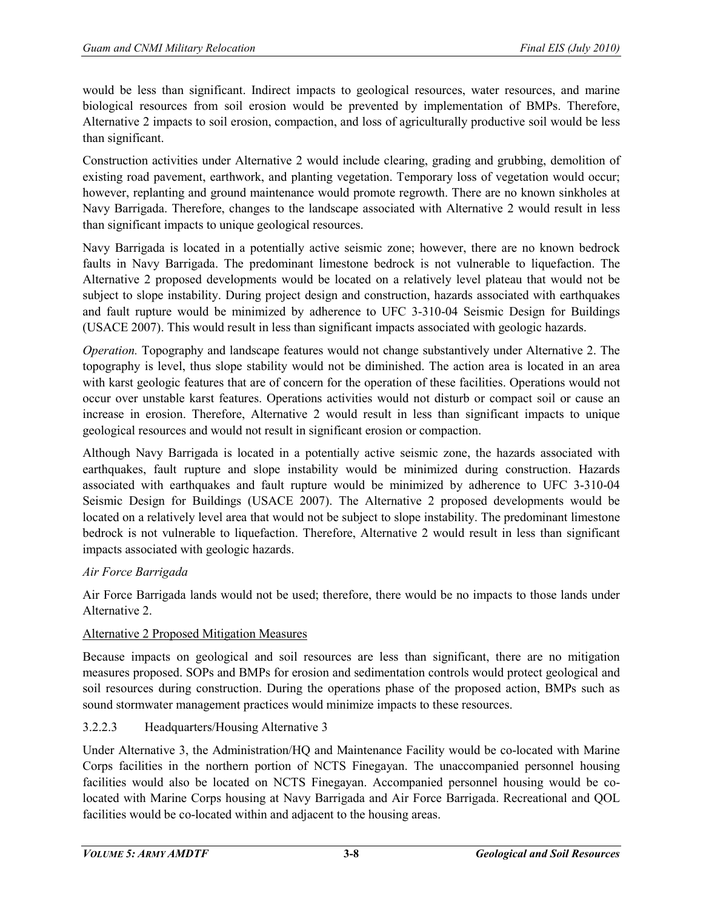would be less than significant. Indirect impacts to geological resources, water resources, and marine biological resources from soil erosion would be prevented by implementation of BMPs. Therefore, Alternative 2 impacts to soil erosion, compaction, and loss of agriculturally productive soil would be less than significant.

Construction activities under Alternative 2 would include clearing, grading and grubbing, demolition of existing road pavement, earthwork, and planting vegetation. Temporary loss of vegetation would occur; however, replanting and ground maintenance would promote regrowth. There are no known sinkholes at Navy Barrigada. Therefore, changes to the landscape associated with Alternative 2 would result in less than significant impacts to unique geological resources.

Navy Barrigada is located in a potentially active seismic zone; however, there are no known bedrock faults in Navy Barrigada. The predominant limestone bedrock is not vulnerable to liquefaction. The Alternative 2 proposed developments would be located on a relatively level plateau that would not be subject to slope instability. During project design and construction, hazards associated with earthquakes and fault rupture would be minimized by adherence to UFC 3-310-04 Seismic Design for Buildings (USACE 2007). This would result in less than significant impacts associated with geologic hazards.

*Operation.* Topography and landscape features would not change substantively under Alternative 2. The topography is level, thus slope stability would not be diminished. The action area is located in an area with karst geologic features that are of concern for the operation of these facilities. Operations would not occur over unstable karst features. Operations activities would not disturb or compact soil or cause an increase in erosion. Therefore, Alternative 2 would result in less than significant impacts to unique geological resources and would not result in significant erosion or compaction.

Although Navy Barrigada is located in a potentially active seismic zone, the hazards associated with earthquakes, fault rupture and slope instability would be minimized during construction. Hazards associated with earthquakes and fault rupture would be minimized by adherence to UFC 3-310-04 Seismic Design for Buildings (USACE 2007). The Alternative 2 proposed developments would be located on a relatively level area that would not be subject to slope instability. The predominant limestone bedrock is not vulnerable to liquefaction. Therefore, Alternative 2 would result in less than significant impacts associated with geologic hazards.

*Air Force Barrigada*

Air Force Barrigada lands would not be used; therefore, there would be no impacts to those lands under Alternative 2.

<u>Alternative 2 Proposed Mitigation Measures</u>

Because impacts on geological and soil resources are less than significant, there are no mitigation measures proposed. SOPs and BMPs for erosion and sedimentation controls would protect geological and soil resources during construction. During the operations phase of the proposed action, BMPs such as sound stormwater management practices would minimize impacts to these resources.

#### 3.2.2.3 Headquarters/Housing Alternative 3

Under Alternative 3, the Administration/HQ and Maintenance Facility would be co-located with Marine Corps facilities in the northern portion of NCTS Finegayan. The unaccompanied personnel housing facilities would also be located on NCTS Finegayan. Accompanied personnel housing would be co-located with Marine Corps housing at Navy Barrigada and Air Force Barrigada. Recreational and QOL facilities would be co-located within and adjacent to the housing areas.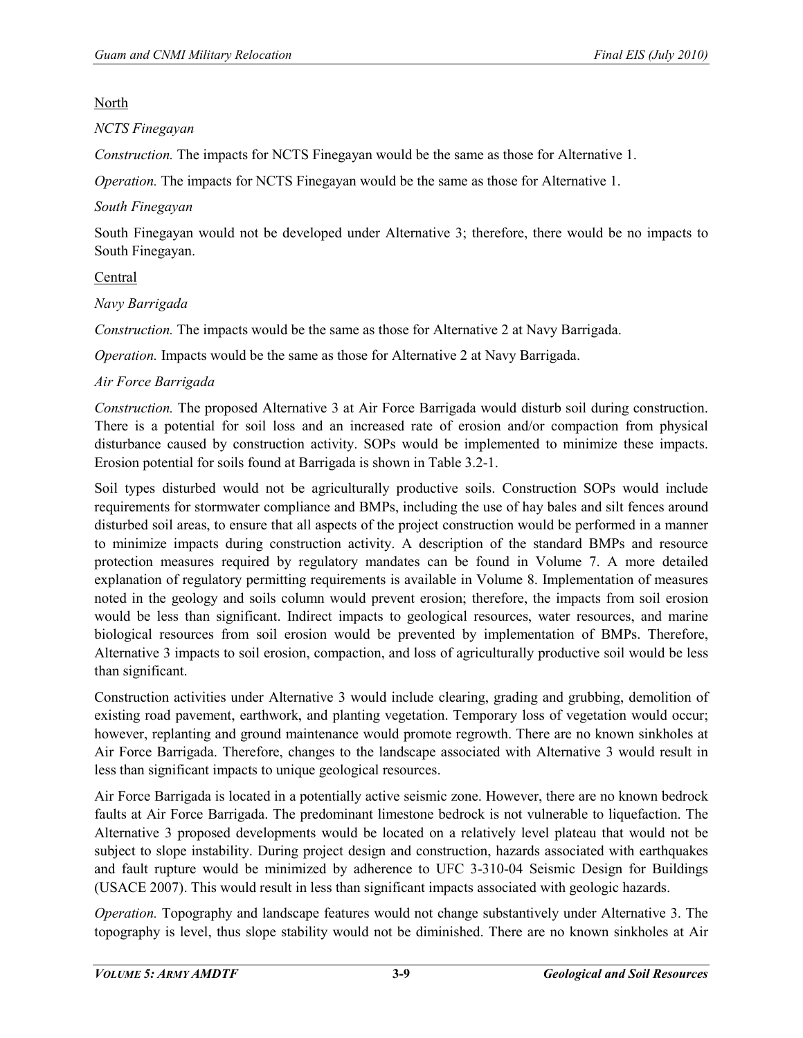North

*NCTS Finegayan*

*Construction.* The impacts for NCTS Finegayan would be the same as those for Alternative 1.

*Operation.* The impacts for NCTS Finegayan would be the same as those for Alternative 1.

*South Finegayan*

South Finegayan would not be developed under Alternative 3; therefore, there would be no impacts to South Finegayan.

Central

*Navy Barrigada*

*Construction.* The impacts would be the same as those for Alternative 2 at Navy Barrigada.

*Operation.* Impacts would be the same as those for Alternative 2 at Navy Barrigada.

*Air Force Barrigada*

*Construction.* The proposed Alternative 3 at Air Force Barrigada would disturb soil during construction. There is a potential for soil loss and an increased rate of erosion and/or compaction from physical disturbance caused by construction activity. SOPs would be implemented to minimize these impacts. Erosion potential for soils found at Barrigada is shown in Table 3.2-1.

Soil types disturbed would not be agriculturally productive soils. Construction SOPs would include requirements for stormwater compliance and BMPs, including the use of hay bales and silt fences around disturbed soil areas, to ensure that all aspects of the project construction would be performed in a manner to minimize impacts during construction activity. A description of the standard BMPs and resource protection measures required by regulatory mandates can be found in Volume 7. A more detailed explanation of regulatory permitting requirements is available in Volume 8. Implementation of measures noted in the geology and soils column would prevent erosion; therefore, the impacts from soil erosion would be less than significant. Indirect impacts to geological resources, water resources, and marine biological resources from soil erosion would be prevented by implementation of BMPs. Therefore, Alternative 3 impacts to soil erosion, compaction, and loss of agriculturally productive soil would be less than significant.

Construction activities under Alternative 3 would include clearing, grading and grubbing, demolition of existing road pavement, earthwork, and planting vegetation. Temporary loss of vegetation would occur; however, replanting and ground maintenance would promote regrowth. There are no known sinkholes at Air Force Barrigada. Therefore, changes to the landscape associated with Alternative 3 would result in less than significant impacts to unique geological resources.

Air Force Barrigada is located in a potentially active seismic zone. However, there are no known bedrock faults at Air Force Barrigada. The predominant limestone bedrock is not vulnerable to liquefaction. The Alternative 3 proposed developments would be located on a relatively level plateau that would not be subject to slope instability. During project design and construction, hazards associated with earthquakes and fault rupture would be minimized by adherence to UFC 3-310-04 Seismic Design for Buildings (USACE 2007). This would result in less than significant impacts associated with geologic hazards.

*Operation.* Topography and landscape features would not change substantively under Alternative 3. The topography is level, thus slope stability would not be diminished. There are no known sinkholes at Air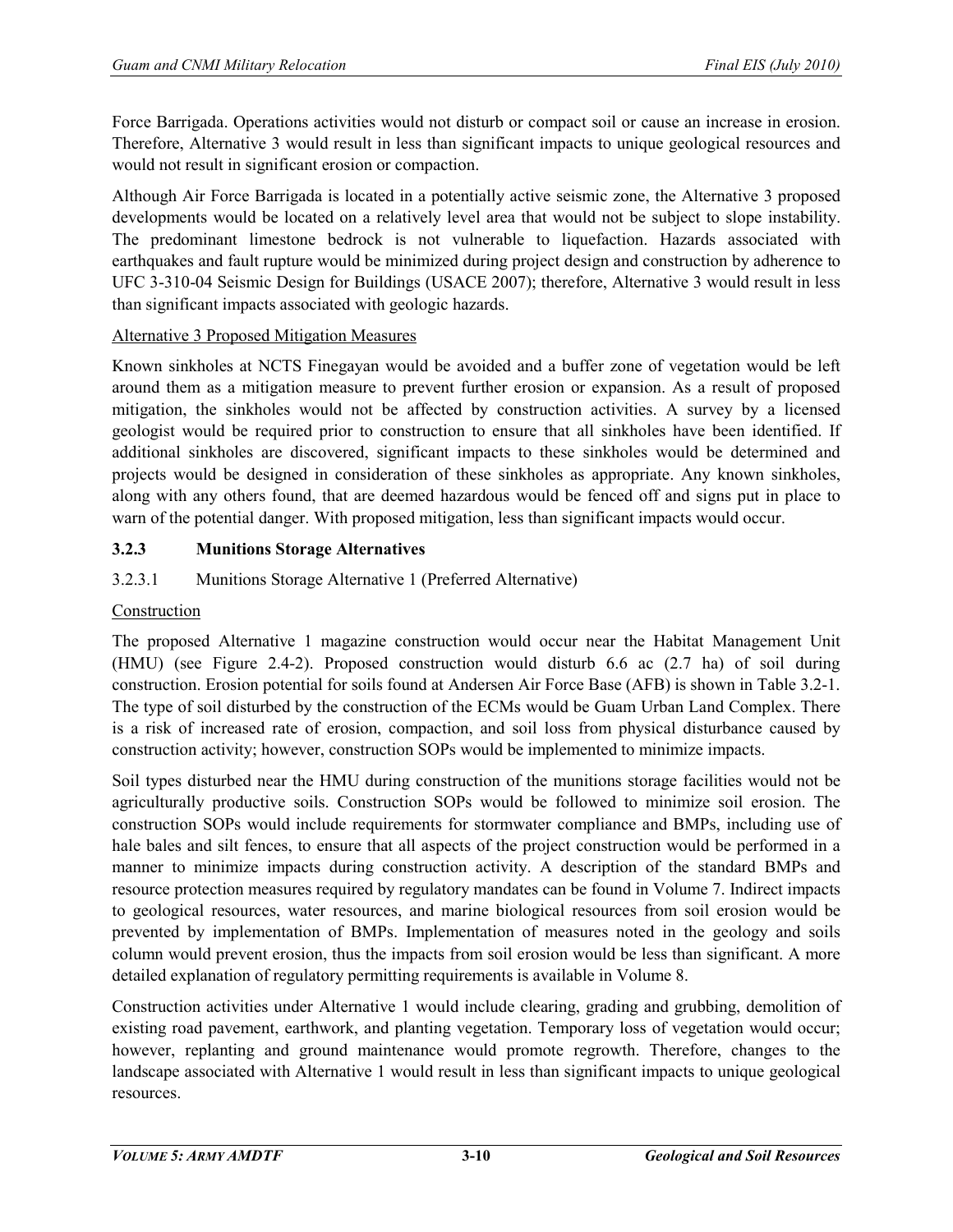Force Barrigada. Operations activities would not disturb or compact soil or cause an increase in erosion. Therefore, Alternative 3 would result in less than significant impacts to unique geological resources and would not result in significant erosion or compaction.

Although Air Force Barrigada is located in a potentially active seismic zone, the Alternative 3 proposed developments would be located on a relatively level area that would not be subject to slope instability. The predominant limestone bedrock is not vulnerable to liquefaction. Hazards associated with earthquakes and fault rupture would be minimized during project design and construction by adherence to UFC 3-310-04 Seismic Design for Buildings (USACE 2007); therefore, Alternative 3 would result in less than significant impacts associated with geologic hazards.

Alternative 3 Proposed Mitigation Measures

Known sinkholes at NCTS Finegayan would be avoided and a buffer zone of vegetation would be left around them as a mitigation measure to prevent further erosion or expansion. As a result of proposed mitigation, the sinkholes would not be affected by construction activities. A survey by a licensed geologist would be required prior to construction to ensure that all sinkholes have been identified. If additional sinkholes are discovered, significant impacts to these sinkholes would be determined and projects would be designed in consideration of these sinkholes as appropriate. Any known sinkholes, along with any others found, that are deemed hazardous would be fenced off and signs put in place to warn of the potential danger. With proposed mitigation, less than significant impacts would occur.

### 3.2.3 Munitions Storage Alternatives

#### 3.2.3.1 Munitions Storage Alternative 1 (Preferred Alternative)

Construction

The proposed Alternative 1 magazine construction would occur near the Habitat Management Unit (HMU) (see Figure 2.4-2). Proposed construction would disturb 6.6 ac (2.7 ha) of soil during construction. Erosion potential for soils found at Andersen Air Force Base (AFB) is shown in Table 3.2-1. The type of soil disturbed by the construction of the ECMs would be Guam Urban Land Complex. There is a risk of increased rate of erosion, compaction, and soil loss from physical disturbance caused by construction activity; however, construction SOPs would be implemented to minimize impacts.

Soil types disturbed near the HMU during construction of the munitions storage facilities would not be agriculturally productive soils. Construction SOPs would be followed to minimize soil erosion. The construction SOPs would include requirements for stormwater compliance and BMPs, including use of hale bales and silt fences, to ensure that all aspects of the project construction would be performed in a manner to minimize impacts during construction activity. A description of the standard BMPs and resource protection measures required by regulatory mandates can be found in Volume 7. Indirect impacts to geological resources, water resources, and marine biological resources from soil erosion would be prevented by implementation of BMPs. Implementation of measures noted in the geology and soils column would prevent erosion, thus the impacts from soil erosion would be less than significant. A more detailed explanation of regulatory permitting requirements is available in Volume 8.

Construction activities under Alternative 1 would include clearing, grading and grubbing, demolition of existing road pavement, earthwork, and planting vegetation. Temporary loss of vegetation would occur; however, replanting and ground maintenance would promote regrowth. Therefore, changes to the landscape associated with Alternative 1 would result in less than significant impacts to unique geological resources.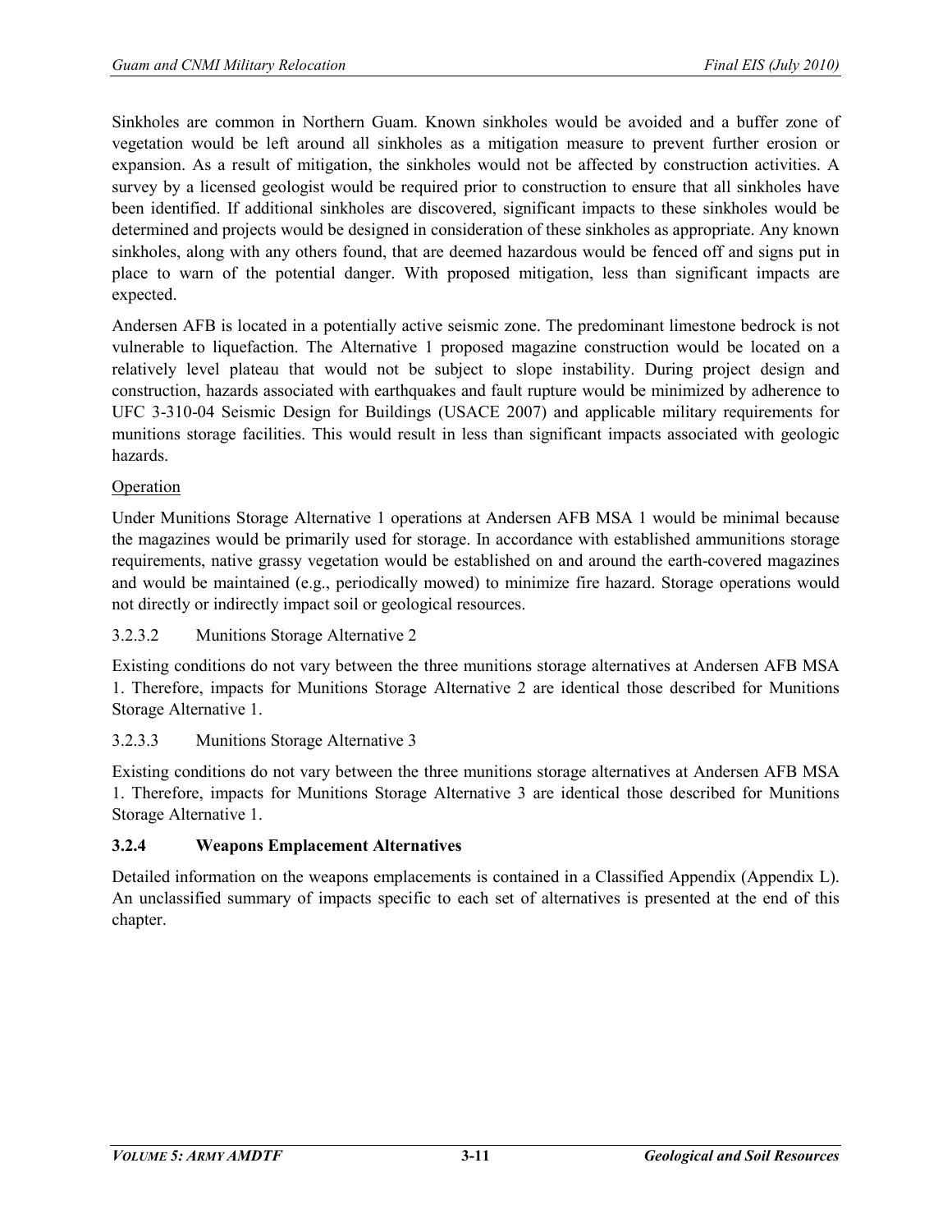Sinkholes are common in Northern Guam. Known sinkholes would be avoided and a buffer zone of vegetation would be left around all sinkholes as a mitigation measure to prevent further erosion or expansion. As a result of mitigation, the sinkholes would not be affected by construction activities. A survey by a licensed geologist would be required prior to construction to ensure that all sinkholes have been identified. If additional sinkholes are discovered, significant impacts to these sinkholes would be determined and projects would be designed in consideration of these sinkholes as appropriate. Any known sinkholes, along with any others found, that are deemed hazardous would be fenced off and signs put in place to warn of the potential danger. With proposed mitigation, less than significant impacts are expected.

Andersen AFB is located in a potentially active seismic zone. The predominant limestone bedrock is not vulnerable to liquefaction. The Alternative 1 proposed magazine construction would be located on a relatively level plateau that would not be subject to slope instability. During project design and construction, hazards associated with earthquakes and fault rupture would be minimized by adherence to UFC 3-310-04 Seismic Design for Buildings (USACE 2007) and applicable military requirements for munitions storage facilities. This would result in less than significant impacts associated with geologic hazards.

Operation

Under Munitions Storage Alternative 1 operations at Andersen AFB MSA 1 would be minimal because the magazines would be primarily used for storage. In accordance with established ammunitions storage requirements, native grassy vegetation would be established on and around the earth-covered magazines and would be maintained (e.g., periodically mowed) to minimize fire hazard. Storage operations would not directly or indirectly impact soil or geological resources.

#### 3.2.3.2 Munitions Storage Alternative 2

Existing conditions do not vary between the three munitions storage alternatives at Andersen AFB MSA 1. Therefore, impacts for Munitions Storage Alternative 2 are identical those described for Munitions Storage Alternative 1.

#### 3.2.3.3 Munitions Storage Alternative 3

Existing conditions do not vary between the three munitions storage alternatives at Andersen AFB MSA 1. Therefore, impacts for Munitions Storage Alternative 3 are identical those described for Munitions Storage Alternative 1.

### 3.2.4 Weapons Emplacement Alternatives

Detailed information on the weapons emplacements is contained in a Classified Appendix (Appendix L). An unclassified summary of impacts specific to each set of alternatives is presented at the end of this chapter.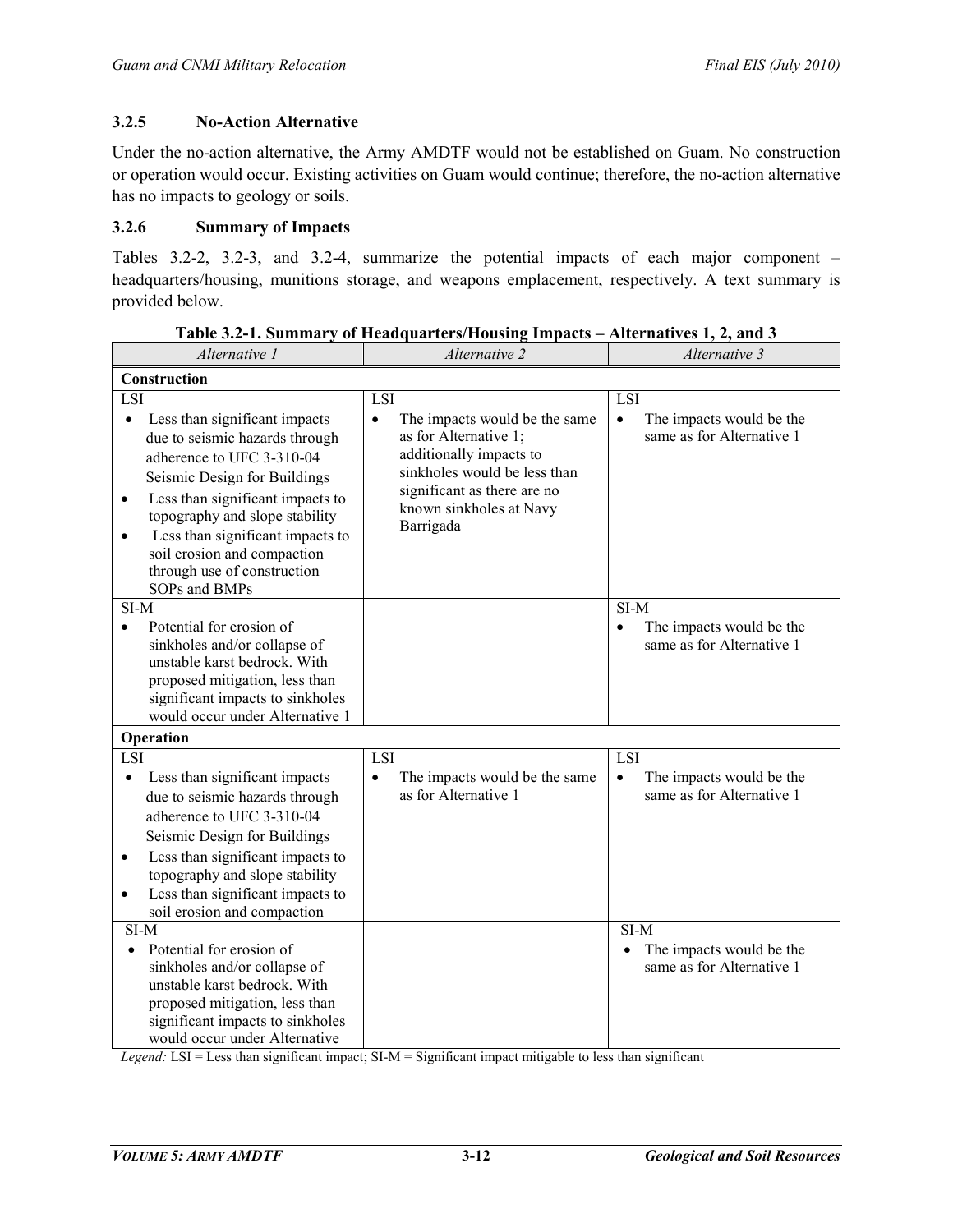### 3.2.5 No-Action Alternative

Under the no-action alternative, the Army AMDTF would not be established on Guam. No construction or operation would occur. Existing activities on Guam would continue; therefore, the no-action alternative has no impacts to geology or soils.

### 3.2.6 Summary of Impacts

Tables 3.2-2, 3.2-3, and 3.2-4, summarize the potential impacts of each major component – headquarters/housing, munitions storage, and weapons emplacement, respectively. A text summary is provided below.

**Table 3.2-1. Summary of Headquarters/Housing Impacts – Alternatives 1, 2, and 3**

| *Alternative 1* | *Alternative 2* | *Alternative 3* |
|---|---|---|
| **Construction** | | |
| LSI<br>• Less than significant impacts due to seismic hazards through adherence to UFC 3-310-04 Seismic Design for Buildings<br>• Less than significant impacts to topography and slope stability<br>• Less than significant impacts to soil erosion and compaction through use of construction SOPs and BMPs | LSI<br>• The impacts would be the same as for Alternative 1; additionally impacts to sinkholes would be less than significant as there are no known sinkholes at Navy Barrigada | LSI<br>• The impacts would be the same as for Alternative 1 |
| SI-M<br>• Potential for erosion of sinkholes and/or collapse of unstable karst bedrock. With proposed mitigation, less than significant impacts to sinkholes would occur under Alternative 1 | | SI-M<br>• The impacts would be the same as for Alternative 1 |
| **Operation** | | |
| LSI<br>• Less than significant impacts due to seismic hazards through adherence to UFC 3-310-04 Seismic Design for Buildings<br>• Less than significant impacts to topography and slope stability<br>• Less than significant impacts to soil erosion and compaction | LSI<br>• The impacts would be the same as for Alternative 1 | LSI<br>• The impacts would be the same as for Alternative 1 |
| SI-M<br>• Potential for erosion of sinkholes and/or collapse of unstable karst bedrock. With proposed mitigation, less than significant impacts to sinkholes would occur under Alternative | | SI-M<br>• The impacts would be the same as for Alternative 1 |

*Legend:* LSI = Less than significant impact; SI-M = Significant impact mitigable to less than significant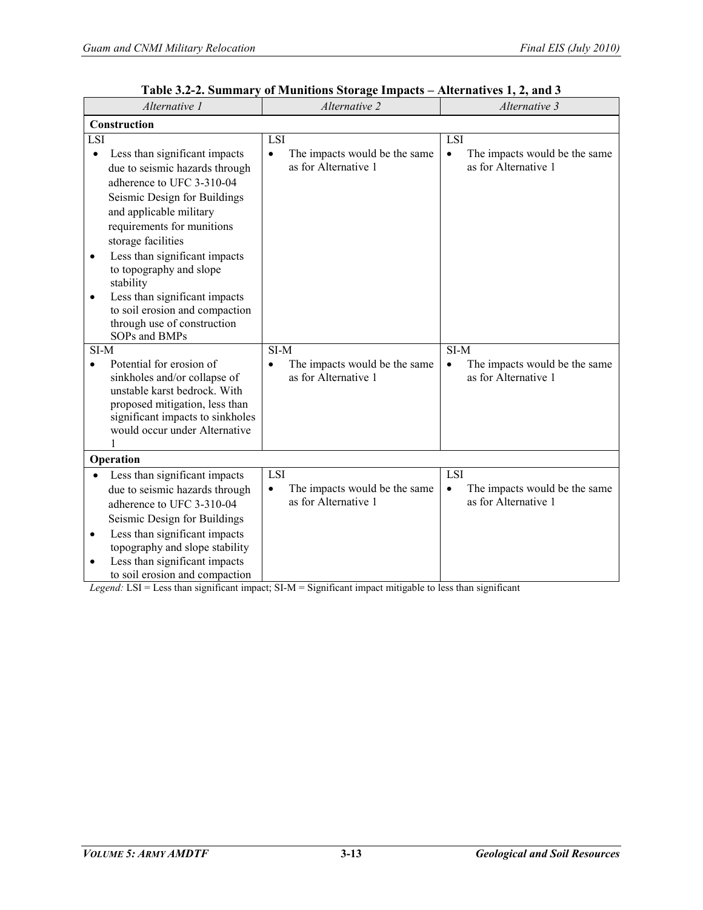**Table 3.2-2. Summary of Munitions Storage Impacts – Alternatives 1, 2, and 3**

| *Alternative 1* | *Alternative 2* | *Alternative 3* |
|---|---|---|
| **Construction** | | |
| LSI<br>• Less than significant impacts due to seismic hazards through adherence to UFC 3-310-04 Seismic Design for Buildings and applicable military requirements for munitions storage facilities<br>• Less than significant impacts to topography and slope stability<br>• Less than significant impacts to soil erosion and compaction through use of construction SOPs and BMPs | LSI<br>• The impacts would be the same as for Alternative 1 | LSI<br>• The impacts would be the same as for Alternative 1 |
| SI-M<br>• Potential for erosion of sinkholes and/or collapse of unstable karst bedrock. With proposed mitigation, less than significant impacts to sinkholes would occur under Alternative 1 | SI-M<br>• The impacts would be the same as for Alternative 1 | SI-M<br>• The impacts would be the same as for Alternative 1 |
| **Operation** | | |
| • Less than significant impacts due to seismic hazards through adherence to UFC 3-310-04 Seismic Design for Buildings<br>• Less than significant impacts topography and slope stability<br>• Less than significant impacts to soil erosion and compaction | LSI<br>• The impacts would be the same as for Alternative 1 | LSI<br>• The impacts would be the same as for Alternative 1 |

*Legend:* LSI = Less than significant impact; SI-M = Significant impact mitigable to less than significant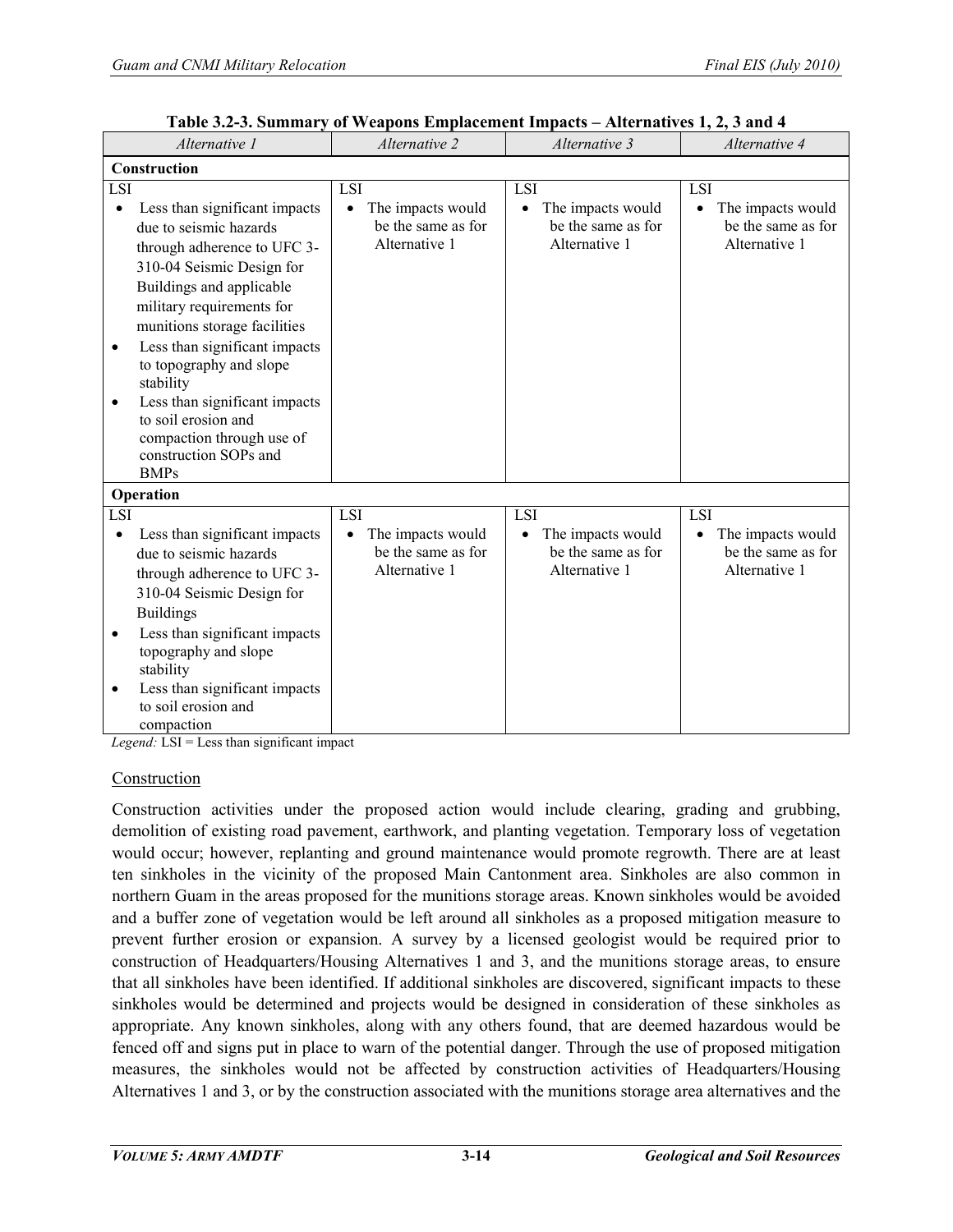**Table 3.2-3. Summary of Weapons Emplacement Impacts – Alternatives 1, 2, 3 and 4**

| *Alternative 1* | *Alternative 2* | *Alternative 3* | *Alternative 4* |
|---|---|---|---|
| **Construction** | | | |
| LSI<br>• Less than significant impacts due to seismic hazards through adherence to UFC 3-310-04 Seismic Design for Buildings and applicable military requirements for munitions storage facilities<br>• Less than significant impacts to topography and slope stability<br>• Less than significant impacts to soil erosion and compaction through use of construction SOPs and BMPs | LSI<br>• The impacts would be the same as for Alternative 1 | LSI<br>• The impacts would be the same as for Alternative 1 | LSI<br>• The impacts would be the same as for Alternative 1 |
| **Operation** | | | |
| LSI<br>• Less than significant impacts due to seismic hazards through adherence to UFC 3-310-04 Seismic Design for Buildings<br>• Less than significant impacts topography and slope stability<br>• Less than significant impacts to soil erosion and compaction | LSI<br>• The impacts would be the same as for Alternative 1 | LSI<br>• The impacts would be the same as for Alternative 1 | LSI<br>• The impacts would be the same as for Alternative 1 |

*Legend:* LSI = Less than significant impact

## Construction

Construction activities under the proposed action would include clearing, grading and grubbing, demolition of existing road pavement, earthwork, and planting vegetation. Temporary loss of vegetation would occur; however, replanting and ground maintenance would promote regrowth. There are at least ten sinkholes in the vicinity of the proposed Main Cantonment area. Sinkholes are also common in northern Guam in the areas proposed for the munitions storage areas. Known sinkholes would be avoided and a buffer zone of vegetation would be left around all sinkholes as a proposed mitigation measure to prevent further erosion or expansion. A survey by a licensed geologist would be required prior to construction of Headquarters/Housing Alternatives 1 and 3, and the munitions storage areas, to ensure that all sinkholes have been identified. If additional sinkholes are discovered, significant impacts to these sinkholes would be determined and projects would be designed in consideration of these sinkholes as appropriate. Any known sinkholes, along with any others found, that are deemed hazardous would be fenced off and signs put in place to warn of the potential danger. Through the use of proposed mitigation measures, the sinkholes would not be affected by construction activities of Headquarters/Housing Alternatives 1 and 3, or by the construction associated with the munitions storage area alternatives and the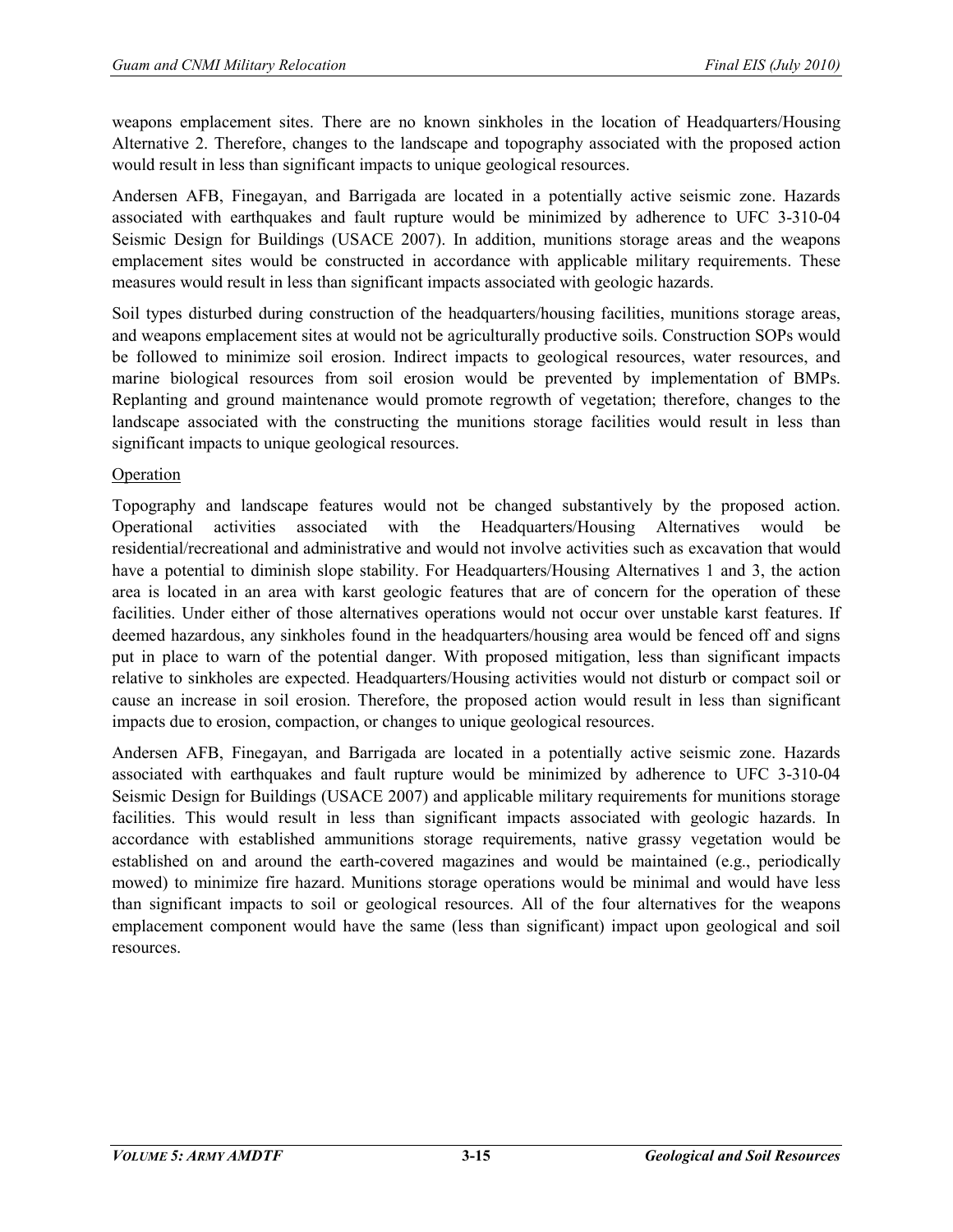weapons emplacement sites. There are no known sinkholes in the location of Headquarters/Housing Alternative 2. Therefore, changes to the landscape and topography associated with the proposed action would result in less than significant impacts to unique geological resources.

Andersen AFB, Finegayan, and Barrigada are located in a potentially active seismic zone. Hazards associated with earthquakes and fault rupture would be minimized by adherence to UFC 3-310-04 Seismic Design for Buildings (USACE 2007). In addition, munitions storage areas and the weapons emplacement sites would be constructed in accordance with applicable military requirements. These measures would result in less than significant impacts associated with geologic hazards.

Soil types disturbed during construction of the headquarters/housing facilities, munitions storage areas, and weapons emplacement sites at would not be agriculturally productive soils. Construction SOPs would be followed to minimize soil erosion. Indirect impacts to geological resources, water resources, and marine biological resources from soil erosion would be prevented by implementation of BMPs. Replanting and ground maintenance would promote regrowth of vegetation; therefore, changes to the landscape associated with the constructing the munitions storage facilities would result in less than significant impacts to unique geological resources.

Operation

Topography and landscape features would not be changed substantively by the proposed action. Operational activities associated with the Headquarters/Housing Alternatives would be residential/recreational and administrative and would not involve activities such as excavation that would have a potential to diminish slope stability. For Headquarters/Housing Alternatives 1 and 3, the action area is located in an area with karst geologic features that are of concern for the operation of these facilities. Under either of those alternatives operations would not occur over unstable karst features. If deemed hazardous, any sinkholes found in the headquarters/housing area would be fenced off and signs put in place to warn of the potential danger. With proposed mitigation, less than significant impacts relative to sinkholes are expected. Headquarters/Housing activities would not disturb or compact soil or cause an increase in soil erosion. Therefore, the proposed action would result in less than significant impacts due to erosion, compaction, or changes to unique geological resources.

Andersen AFB, Finegayan, and Barrigada are located in a potentially active seismic zone. Hazards associated with earthquakes and fault rupture would be minimized by adherence to UFC 3-310-04 Seismic Design for Buildings (USACE 2007) and applicable military requirements for munitions storage facilities. This would result in less than significant impacts associated with geologic hazards. In accordance with established ammunitions storage requirements, native grassy vegetation would be established on and around the earth-covered magazines and would be maintained (e.g., periodically mowed) to minimize fire hazard. Munitions storage operations would be minimal and would have less than significant impacts to soil or geological resources. All of the four alternatives for the weapons emplacement component would have the same (less than significant) impact upon geological and soil resources.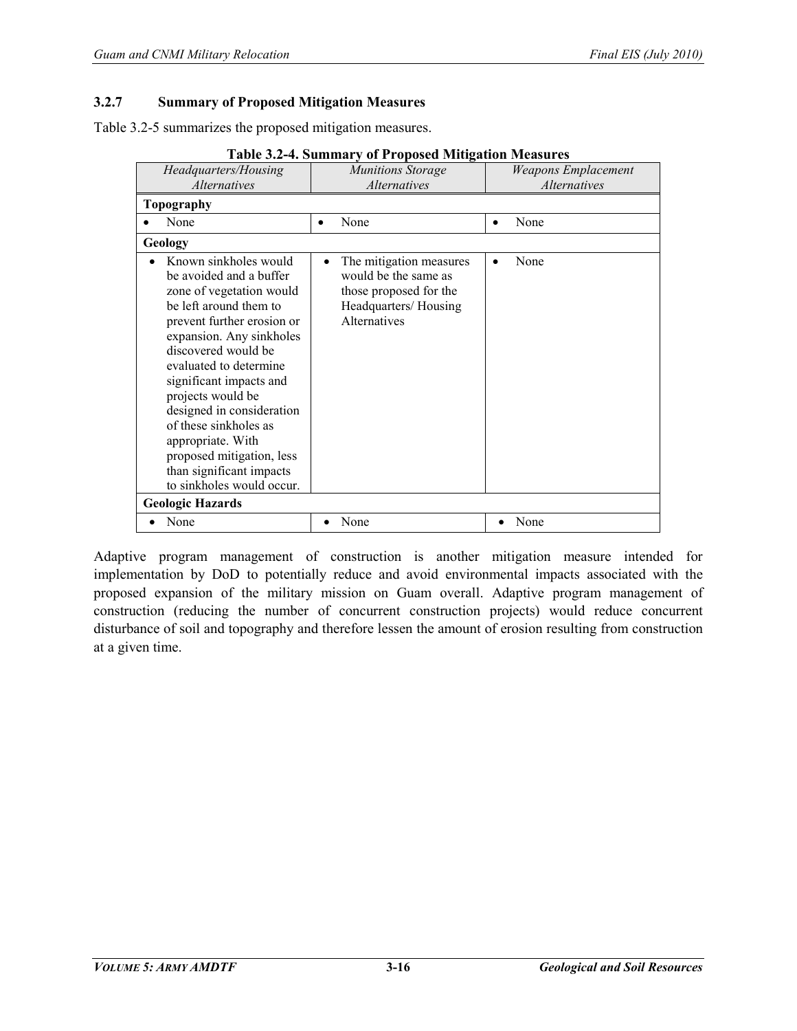### 3.2.7 Summary of Proposed Mitigation Measures

Table 3.2-5 summarizes the proposed mitigation measures.

**Table 3.2-4. Summary of Proposed Mitigation Measures**

| *Headquarters/Housing Alternatives* | *Munitions Storage Alternatives* | *Weapons Emplacement Alternatives* |
|---|---|---|
| **Topography** | | |
| • None | • None | • None |
| **Geology** | | |
| • Known sinkholes would be avoided and a buffer zone of vegetation would be left around them to prevent further erosion or expansion. Any sinkholes discovered would be evaluated to determine significant impacts and projects would be designed in consideration of these sinkholes as appropriate. With proposed mitigation, less than significant impacts to sinkholes would occur. | • The mitigation measures would be the same as those proposed for the Headquarters/ Housing Alternatives | • None |
| **Geologic Hazards** | | |
| • None | • None | • None |

Adaptive program management of construction is another mitigation measure intended for implementation by DoD to potentially reduce and avoid environmental impacts associated with the proposed expansion of the military mission on Guam overall. Adaptive program management of construction (reducing the number of concurrent construction projects) would reduce concurrent disturbance of soil and topography and therefore lessen the amount of erosion resulting from construction at a given time.